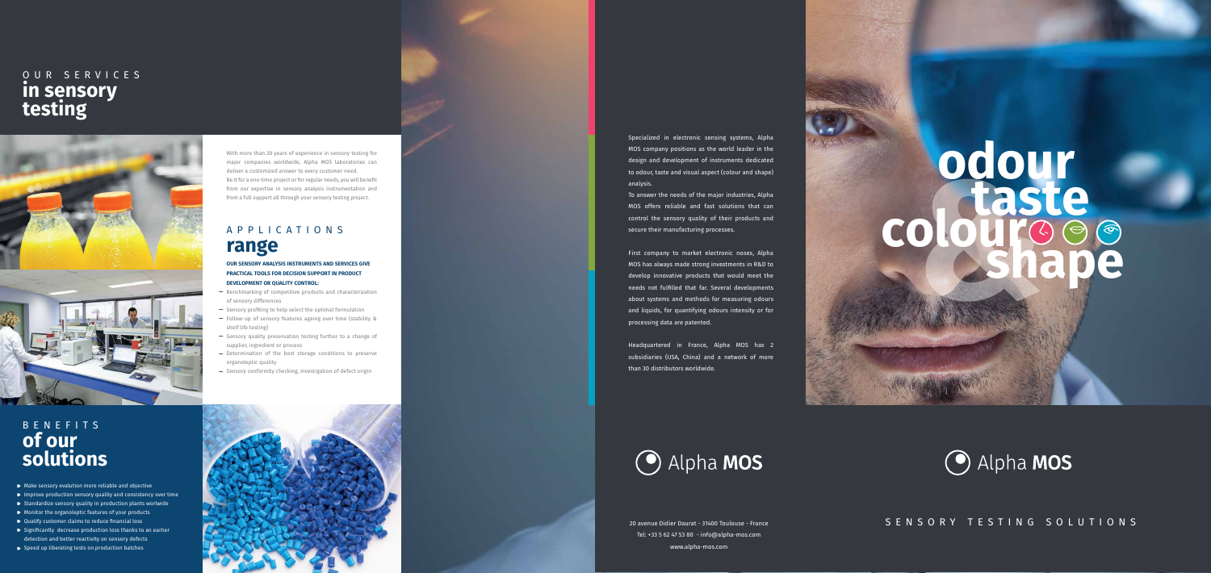# OUR SERVICES **in sensory testing**

With more than 20 years of experience in sensory testing for major companies worldwide, Alpha MOS laboratories can deliver a customized answer to every customer need.
Be it for a one-time project or for regular needs, you will benefit from our expertise in sensory analysis instrumentation and from a full support all through your sensory testing project.

## APPLICATIONS **range**

**OUR SENSORY ANALYSIS INSTRUMENTS AND SERVICES GIVE PRACTICAL TOOLS FOR DECISION SUPPORT IN PRODUCT DEVELOPMENT OR QUALITY CONTROL:**

- Benchmarking of competitive products and characterization of sensory differences
- Sensory profiling to help select the optimal formulation
- Follow-up of sensory features ageing over time (stability & shelf life testing)
- Sensory quality preservation testing further to a change of supplier, ingredient or process
- Determination of the best storage conditions to preserve organoleptic quality
- Sensory conformity checking, investigation of defect origin

## BENEFITS **of our solutions**

- Make sensory evalution more reliable and objective
- Improve production sensory quality and consistency over time
- Standardize sensory quality in production plants worlwide
- Monitor the organoleptic features of your products
- Qualify customer claims to reduce financial loss
- Significantly decrease production loss thanks to an earlier detection and better reactivity on sensory defects
- Speed up liberating tests on production batches

Specialized in electronic sensing systems, Alpha MOS company positions as the world leader in the design and development of instruments dedicated to odour, taste and visual aspect (colour and shape) analysis.
To answer the needs of the major industries, Alpha MOS offers reliable and fast solutions that can control the sensory quality of their products and secure their manufacturing processes.

First company to market electronic noses, Alpha MOS has always made strong investments in R&D to develop innovative products that would meet the needs not fulfilled that far. Several developments about systems and methods for measuring odours and liquids, for quantifying odours intensity or for processing data are patented.

Headquartered in France, Alpha MOS has 2 subsidiaries (USA, China) and a network of more than 30 distributors worldwide.

Alpha **MOS**

20 avenue Didier Daurat - 31400 Toulouse - France
Tel: +33 5 62 47 53 80 - info@alpha-mos.com
www.alpha-mos.com

# odour taste colour & shape

Alpha **MOS**

SENSORY TESTING SOLUTIONS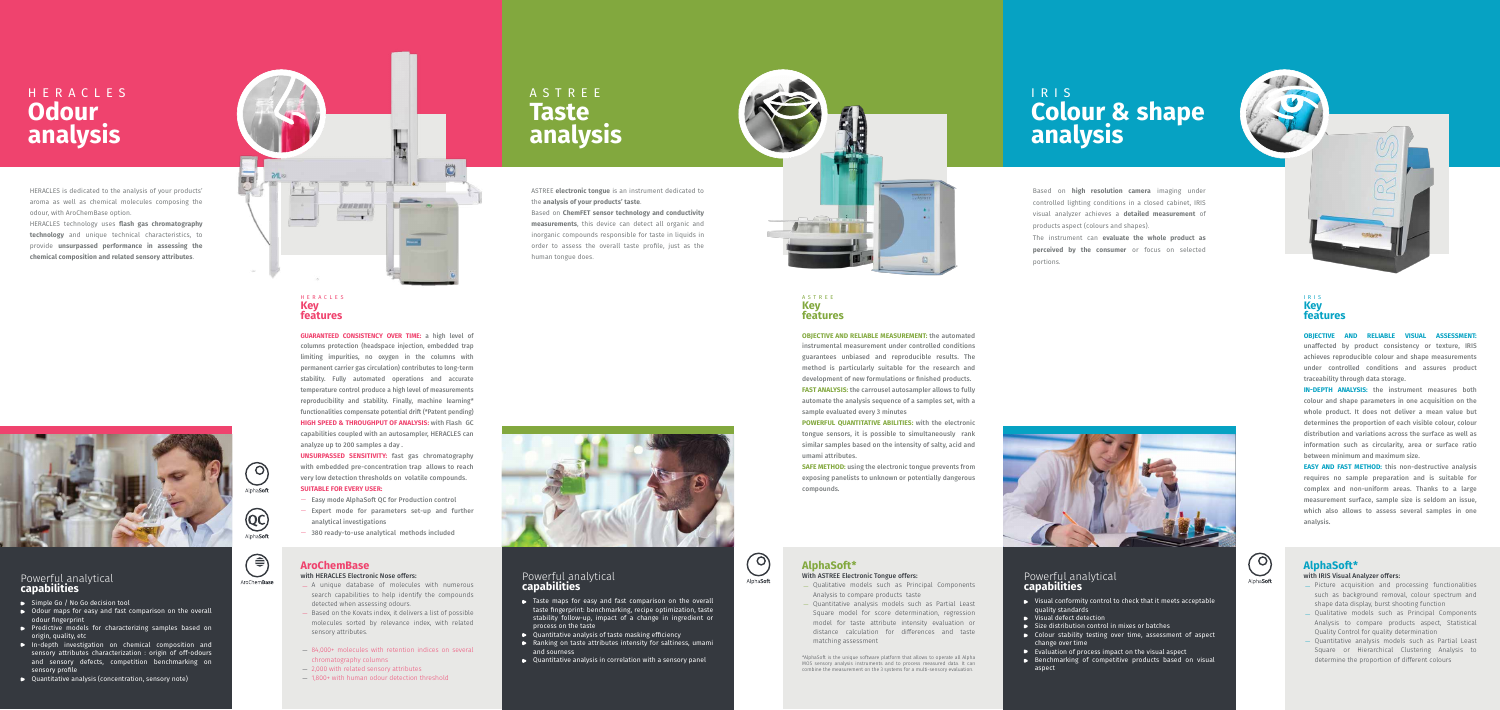# HERACLES
## Odour analysis

HERACLES is dedicated to the analysis of your products' aroma as well as chemical molecules composing the odour, with AroChemBase option.

HERACLES technology uses **flash gas chromatography technology** and unique technical characteristics, to provide **unsurpassed performance in assessing the chemical composition and related sensory attributes**.

### HERACLES Key features

**GUARANTEED CONSISTENCY OVER TIME:** a high level of columns protection (headspace injection, embedded trap limiting impurities, no oxygen in the columns with permanent carrier gas circulation) contributes to long-term stability. Fully automated operations and accurate temperature control produce a high level of measurements reproducibility and stability. Finally, machine learning* functionalities compensate potential drift (*Patent pending)

**HIGH SPEED & THROUGHPUT OF ANALYSIS:** with Flash GC capabilities coupled with an autosampler, HERACLES can analyze up to 200 samples a day .

**UNSURPASSED SENSITIVITY:** fast gas chromatography with embedded pre-concentration trap allows to reach very low detection thresholds on volatile compounds.

**SUITABLE FOR EVERY USER:**

- Easy mode AlphaSoft QC for Production control
- Expert mode for parameters set-up and further analytical investigations
- 380 ready-to-use analytical methods included

### Powerful analytical capabilities

- Simple Go / No Go decision tool
- Odour maps for easy and fast comparison on the overall odour fingerprint
- Predictive models for characterizing samples based on origin, quality, etc
- In-depth investigation on chemical composition and sensory attributes characterization : origin of off-odours and sensory defects, competition benchmarking on sensory profile
- Quantitative analysis (concentration, sensory note)

AlphaSoft

QC AlphaSoft

AroChemBase

### AroChemBase

**with HERACLES Electronic Nose offers:**

- A unique database of molecules with numerous search capabilities to help identify the compounds detected when assessing odours.
- Based on the Kovats index, it delivers a list of possible molecules sorted by relevance index, with related sensory attributes.
- 84,000+ molecules with retention indices on several chromatography columns
- 2,000 with related sensory attributes
- 1,800+ with human odour detection threshold

# ASTREE
## Taste analysis

ASTREE **electronic tongue** is an instrument dedicated to the **analysis of your products' taste**.

Based on **ChemFET sensor technology and conductivity measurements**, this device can detect all organic and inorganic compounds responsible for taste in liquids in order to assess the overall taste profile, just as the human tongue does.

### ASTREE Key features

**OBJECTIVE AND RELIABLE MEASUREMENT:** the automated instrumental measurement under controlled conditions guarantees unbiased and reproducible results. The method is particularly suitable for the research and development of new formulations or finished products.

**FAST ANALYSIS:** the carrousel autosampler allows to fully automate the analysis sequence of a samples set, with a sample evaluated every 3 minutes

**POWERFUL QUANTITATIVE ABILITIES:** with the electronic tongue sensors, it is possible to simultaneously rank similar samples based on the intensity of salty, acid and umami attributes.

**SAFE METHOD:** using the electronic tongue prevents from exposing panelists to unknown or potentially dangerous compounds.

### Powerful analytical capabilities

- Taste maps for easy and fast comparison on the overall taste fingerprint: benchmarking, recipe optimization, taste stability follow-up, impact of a change in ingredient or process on the taste
- Quantitative analysis of taste masking efficiency
- Ranking on taste attributes intensity for saltiness, umami and sourness
- Quantitative analysis in correlation with a sensory panel

AlphaSoft

### AlphaSoft*

**With ASTREE Electronic Tongue offers:**

- Qualitative models such as Principal Components Analysis to compare products taste
- Quantitative analysis models such as Partial Least Square model for score determination, regression model for taste attribute intensity evaluation or distance calculation for differences and taste matching assessment

*AlphaSoft is the unique software platform that allows to operate all Alpha MOS sensory analysis instruments and to process measured data. It can combine the measurement on the 3 systems for a multi-sensory evaluation.

# IRIS
## Colour & shape analysis

Based on **high resolution camera** imaging under controlled lighting conditions in a closed cabinet, IRIS visual analyzer achieves a **detailed measurement** of products aspect (colours and shapes).

The instrument can **evaluate the whole product as perceived by the consumer** or focus on selected portions.

### IRIS Key features

**OBJECTIVE AND RELIABLE VISUAL ASSESSMENT:** unaffected by product consistency or texture, IRIS achieves reproducible colour and shape measurements under controlled conditions and assures product traceability through data storage.

**IN-DEPTH ANALYSIS:** the instrument measures both colour and shape parameters in one acquisition on the whole product. It does not deliver a mean value but determines the proportion of each visible colour, colour distribution and variations across the surface as well as information such as circularity, area or surface ratio between minimum and maximum size.

**EASY AND FAST METHOD:** this non-destructive analysis requires no sample preparation and is suitable for complex and non-uniform areas. Thanks to a large measurement surface, sample size is seldom an issue, which also allows to assess several samples in one analysis.

### Powerful analytical capabilities

- Visual conformity control to check that it meets acceptable quality standards
- Visual defect detection
- Size distribution control in mixes or batches
- Colour stability testing over time, assessment of aspect change over time
- Evaluation of process impact on the visual aspect
- Benchmarking of competitive products based on visual aspect

AlphaSoft

### AlphaSoft*

**with IRIS Visual Analyzer offers:**

- Picture acquisition and processing functionalities such as background removal, colour spectrum and shape data display, burst shooting function
- Qualitative models such as Principal Components Analysis to compare products aspect, Statistical Quality Control for quality determination
- Quantitative analysis models such as Partial Least Square or Hierarchical Clustering Analysis to determine the proportion of different colours